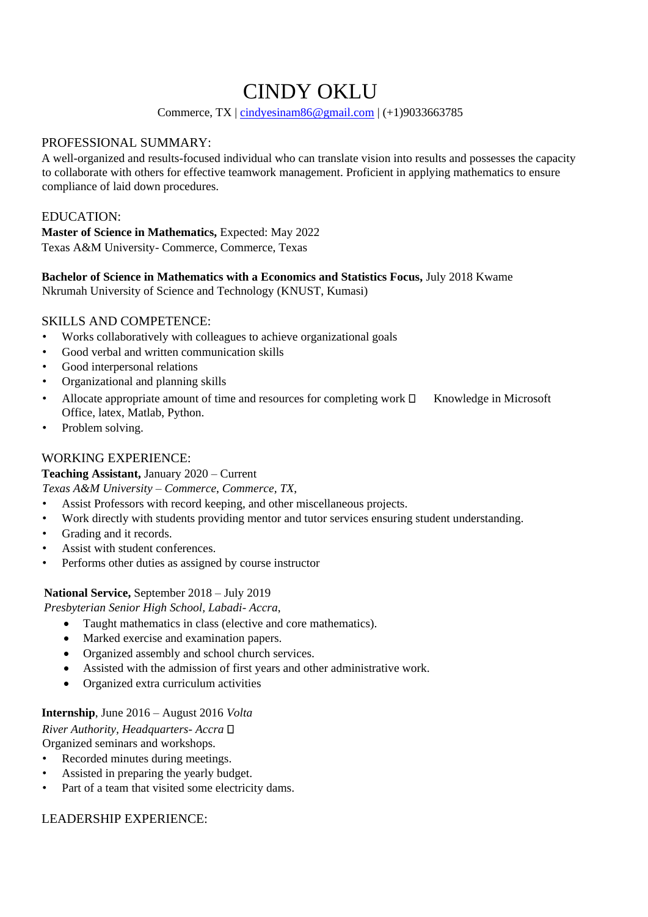# CINDY OKLU

Commerce, TX | cindyesinam86@gmail.com | (+1)9033663785

## PROFESSIONAL SUMMARY:

A well-organized and results-focused individual who can translate vision into results and possesses the capacity to collaborate with others for effective teamwork management. Proficient in applying mathematics to ensure compliance of laid down procedures.

## EDUCATION:

**Master of Science in Mathematics,** Expected: May 2022
Texas A&M University- Commerce, Commerce, Texas

**Bachelor of Science in Mathematics with a Economics and Statistics Focus,** July 2018 Kwame Nkrumah University of Science and Technology (KNUST, Kumasi)

## SKILLS AND COMPETENCE:

- Works collaboratively with colleagues to achieve organizational goals
- Good verbal and written communication skills
- Good interpersonal relations
- Organizational and planning skills
- Allocate appropriate amount of time and resources for completing work  Knowledge in Microsoft Office, latex, Matlab, Python.
- Problem solving.

## WORKING EXPERIENCE:

**Teaching Assistant,** January 2020 – Current
*Texas A&M University – Commerce, Commerce, TX,*

- Assist Professors with record keeping, and other miscellaneous projects.
- Work directly with students providing mentor and tutor services ensuring student understanding.
- Grading and it records.
- Assist with student conferences.
- Performs other duties as assigned by course instructor

**National Service,** September 2018 – July 2019
*Presbyterian Senior High School, Labadi- Accra,*

- Taught mathematics in class (elective and core mathematics).
- Marked exercise and examination papers.
- Organized assembly and school church services.
- Assisted with the admission of first years and other administrative work.
- Organized extra curriculum activities

**Internship**, June 2016 – August 2016 *Volta River Authority, Headquarters- Accra*
Organized seminars and workshops.

- Recorded minutes during meetings.
- Assisted in preparing the yearly budget.
- Part of a team that visited some electricity dams.

## LEADERSHIP EXPERIENCE: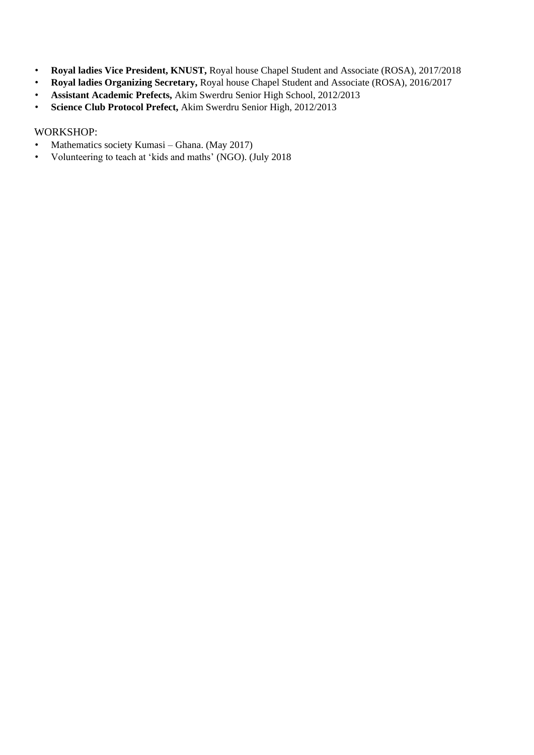- **Royal ladies Vice President, KNUST,** Royal house Chapel Student and Associate (ROSA), 2017/2018
- **Royal ladies Organizing Secretary,** Royal house Chapel Student and Associate (ROSA), 2016/2017
- **Assistant Academic Prefects,** Akim Swerdru Senior High School, 2012/2013
- **Science Club Protocol Prefect,** Akim Swerdru Senior High, 2012/2013

WORKSHOP:

- Mathematics society Kumasi – Ghana. (May 2017)
- Volunteering to teach at 'kids and maths' (NGO). (July 2018